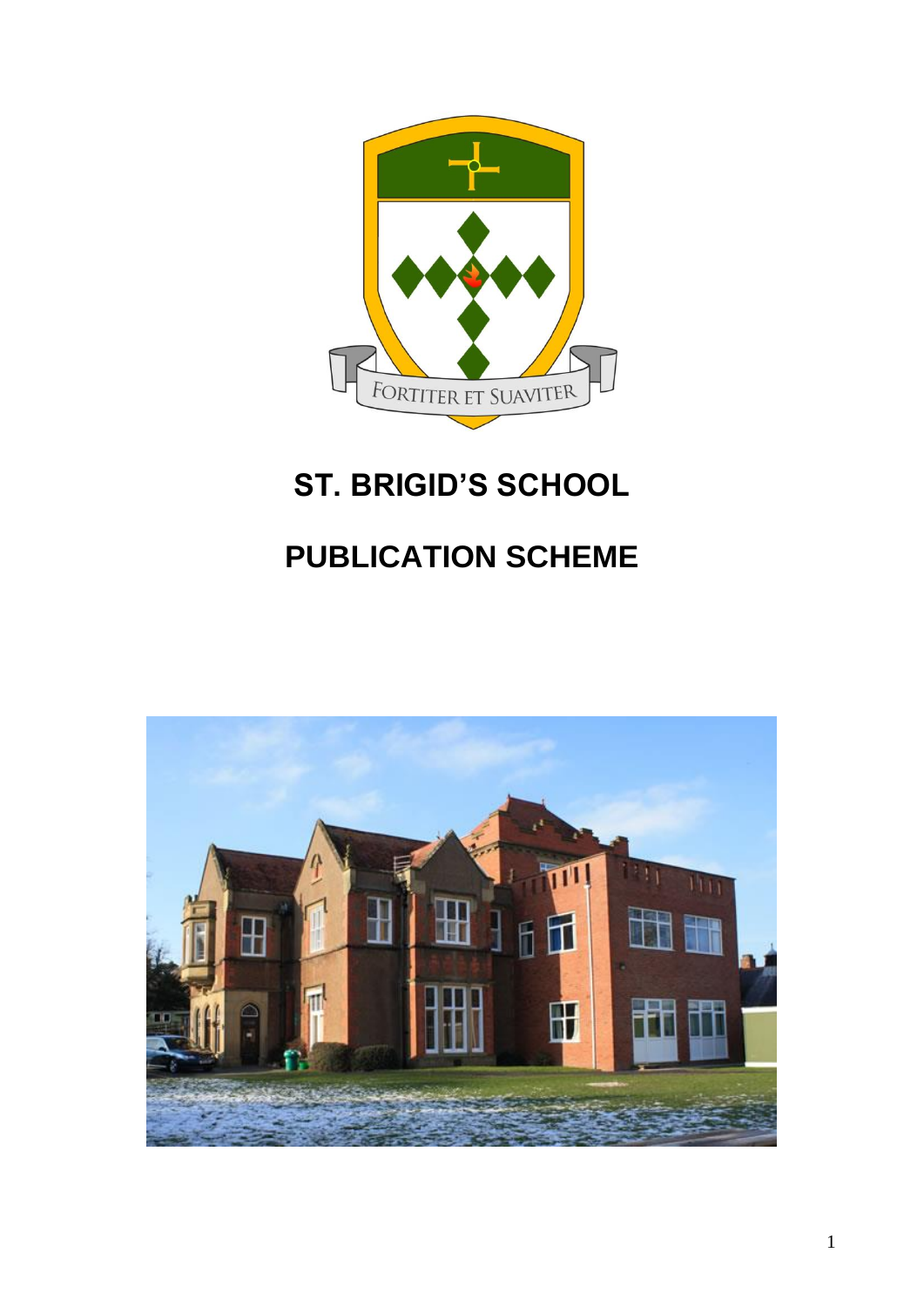# ST. BRIGID'S SCHOOL

# PUBLICATION SCHEME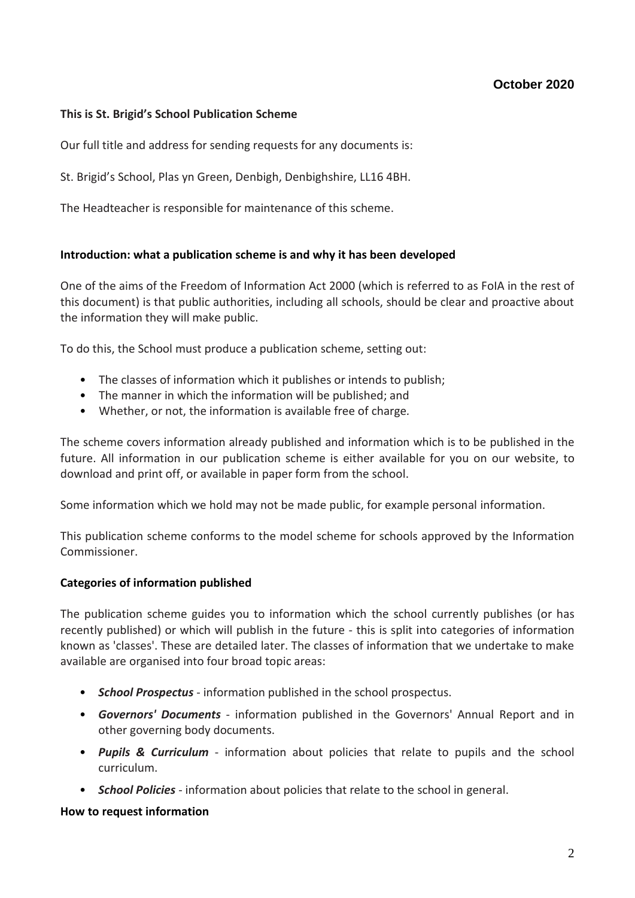**October 2020**

**This is St. Brigid's School Publication Scheme**

Our full title and address for sending requests for any documents is:

St. Brigid's School, Plas yn Green, Denbigh, Denbighshire, LL16 4BH.

The Headteacher is responsible for maintenance of this scheme.

**Introduction: what a publication scheme is and why it has been developed**

One of the aims of the Freedom of Information Act 2000 (which is referred to as FoIA in the rest of this document) is that public authorities, including all schools, should be clear and proactive about the information they will make public.

To do this, the School must produce a publication scheme, setting out:

- The classes of information which it publishes or intends to publish;
- The manner in which the information will be published; and
- Whether, or not, the information is available free of charge.

The scheme covers information already published and information which is to be published in the future. All information in our publication scheme is either available for you on our website, to download and print off, or available in paper form from the school.

Some information which we hold may not be made public, for example personal information.

This publication scheme conforms to the model scheme for schools approved by the Information Commissioner.

**Categories of information published**

The publication scheme guides you to information which the school currently publishes (or has recently published) or which will publish in the future - this is split into categories of information known as 'classes'. These are detailed later. The classes of information that we undertake to make available are organised into four broad topic areas:

- ***School Prospectus*** - information published in the school prospectus.
- ***Governors' Documents*** - information published in the Governors' Annual Report and in other governing body documents.
- ***Pupils & Curriculum*** - information about policies that relate to pupils and the school curriculum.
- ***School Policies*** - information about policies that relate to the school in general.

**How to request information**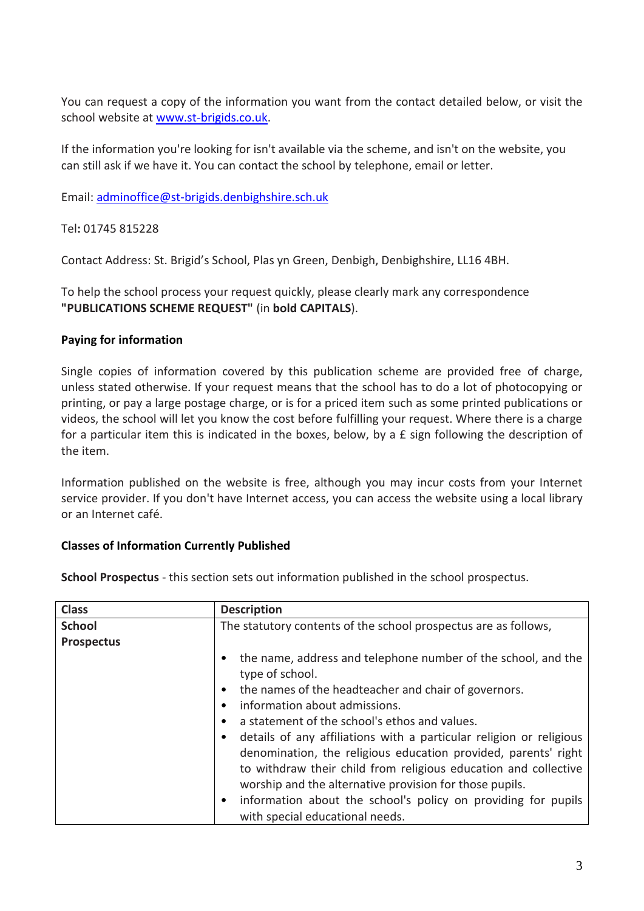You can request a copy of the information you want from the contact detailed below, or visit the school website at [www.st-brigids.co.uk](http://www.st-brigids.co.uk).

If the information you're looking for isn't available via the scheme, and isn't on the website, you can still ask if we have it. You can contact the school by telephone, email or letter.

Email: [adminoffice@st-brigids.denbighshire.sch.uk](mailto:adminoffice@st-brigids.denbighshire.sch.uk)

Tel**:** 01745 815228

Contact Address: St. Brigid's School, Plas yn Green, Denbigh, Denbighshire, LL16 4BH.

To help the school process your request quickly, please clearly mark any correspondence **"PUBLICATIONS SCHEME REQUEST"** (in **bold CAPITALS**).

**Paying for information**

Single copies of information covered by this publication scheme are provided free of charge, unless stated otherwise. If your request means that the school has to do a lot of photocopying or printing, or pay a large postage charge, or is for a priced item such as some printed publications or videos, the school will let you know the cost before fulfilling your request. Where there is a charge for a particular item this is indicated in the boxes, below, by a £ sign following the description of the item.

Information published on the website is free, although you may incur costs from your Internet service provider. If you don't have Internet access, you can access the website using a local library or an Internet café.

**Classes of Information Currently Published**

**School Prospectus** - this section sets out information published in the school prospectus.

| Class | Description |
|---|---|
| **School Prospectus** | The statutory contents of the school prospectus are as follows,<br><br>• the name, address and telephone number of the school, and the type of school.<br>• the names of the headteacher and chair of governors.<br>• information about admissions.<br>• a statement of the school's ethos and values.<br>• details of any affiliations with a particular religion or religious denomination, the religious education provided, parents' right to withdraw their child from religious education and collective worship and the alternative provision for those pupils.<br>• information about the school's policy on providing for pupils with special educational needs. |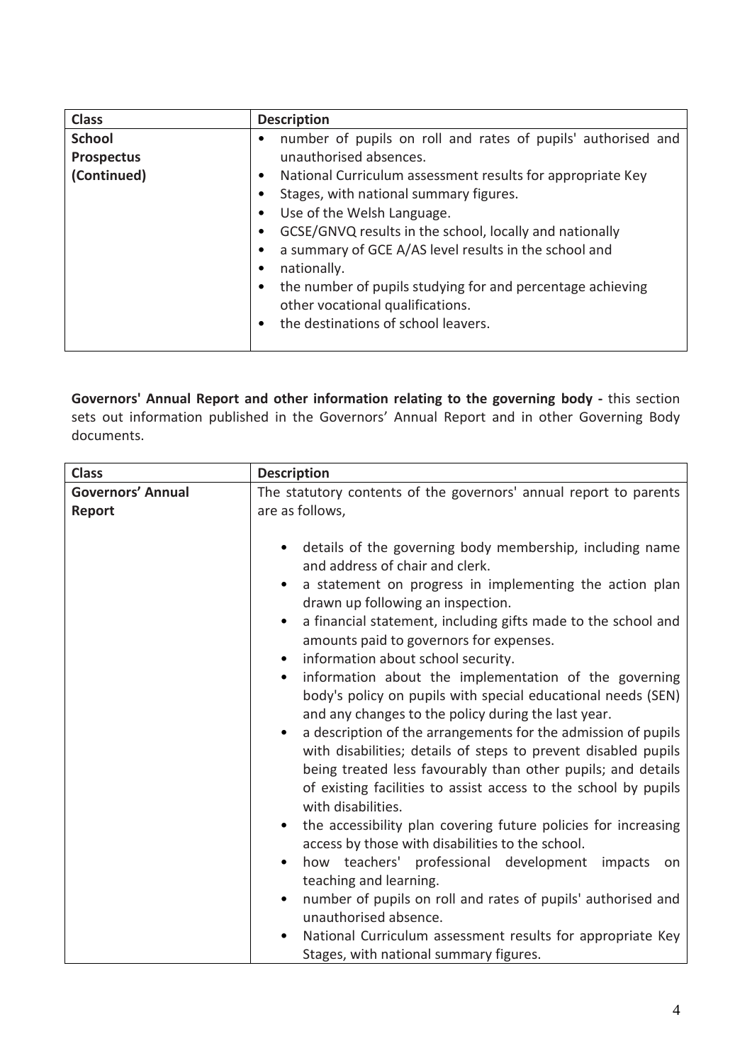| Class | Description |
| --- | --- |
| **School Prospectus (Continued)** | • number of pupils on roll and rates of pupils' authorised and unauthorised absences.<br>• National Curriculum assessment results for appropriate Key<br>• Stages, with national summary figures.<br>• Use of the Welsh Language.<br>• GCSE/GNVQ results in the school, locally and nationally<br>• a summary of GCE A/AS level results in the school and<br>• nationally.<br>• the number of pupils studying for and percentage achieving other vocational qualifications.<br>• the destinations of school leavers. |

**Governors' Annual Report and other information relating to the governing body -** this section sets out information published in the Governors' Annual Report and in other Governing Body documents.

| Class | Description |
| --- | --- |
| **Governors' Annual Report** | The statutory contents of the governors' annual report to parents are as follows,<br><br>• details of the governing body membership, including name and address of chair and clerk.<br>• a statement on progress in implementing the action plan drawn up following an inspection.<br>• a financial statement, including gifts made to the school and amounts paid to governors for expenses.<br>• information about school security.<br>• information about the implementation of the governing body's policy on pupils with special educational needs (SEN) and any changes to the policy during the last year.<br>• a description of the arrangements for the admission of pupils with disabilities; details of steps to prevent disabled pupils being treated less favourably than other pupils; and details of existing facilities to assist access to the school by pupils with disabilities.<br>• the accessibility plan covering future policies for increasing access by those with disabilities to the school.<br>• how teachers' professional development impacts on teaching and learning.<br>• number of pupils on roll and rates of pupils' authorised and unauthorised absence.<br>• National Curriculum assessment results for appropriate Key Stages, with national summary figures. |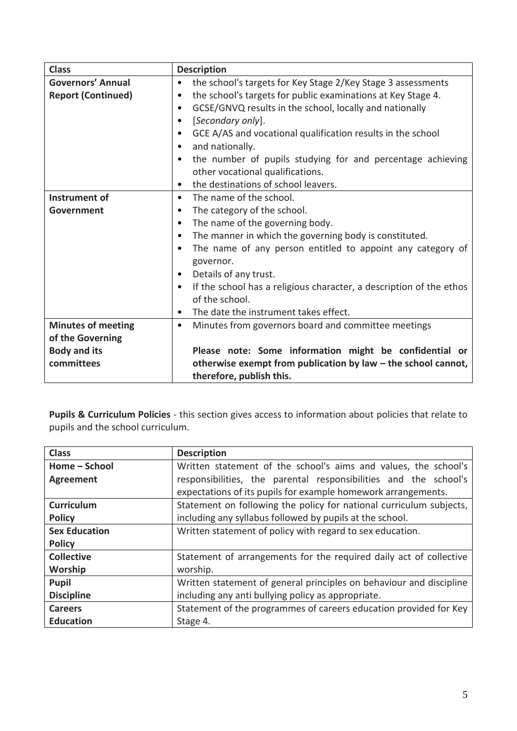| Class | Description |
|---|---|
| **Governors' Annual Report (Continued)** | • the school's targets for Key Stage 2/Key Stage 3 assessments<br>• the school's targets for public examinations at Key Stage 4.<br>• GCSE/GNVQ results in the school, locally and nationally<br>• [*Secondary only*].<br>• GCE A/AS and vocational qualification results in the school<br>• and nationally.<br>• the number of pupils studying for and percentage achieving other vocational qualifications.<br>• the destinations of school leavers. |
| **Instrument of Government** | • The name of the school.<br>• The category of the school.<br>• The name of the governing body.<br>• The manner in which the governing body is constituted.<br>• The name of any person entitled to appoint any category of governor.<br>• Details of any trust.<br>• If the school has a religious character, a description of the ethos of the school.<br>• The date the instrument takes effect. |
| **Minutes of meeting of the Governing Body and its committees** | • Minutes from governors board and committee meetings<br><br>**Please note: Some information might be confidential or otherwise exempt from publication by law – the school cannot, therefore, publish this.** |

**Pupils & Curriculum Policies** - this section gives access to information about policies that relate to pupils and the school curriculum.

| Class | Description |
|---|---|
| **Home – School Agreement** | Written statement of the school's aims and values, the school's responsibilities, the parental responsibilities and the school's expectations of its pupils for example homework arrangements. |
| **Curriculum Policy** | Statement on following the policy for national curriculum subjects, including any syllabus followed by pupils at the school. |
| **Sex Education Policy** | Written statement of policy with regard to sex education. |
| **Collective Worship** | Statement of arrangements for the required daily act of collective worship. |
| **Pupil Discipline** | Written statement of general principles on behaviour and discipline including any anti bullying policy as appropriate. |
| **Careers Education** | Statement of the programmes of careers education provided for Key Stage 4. |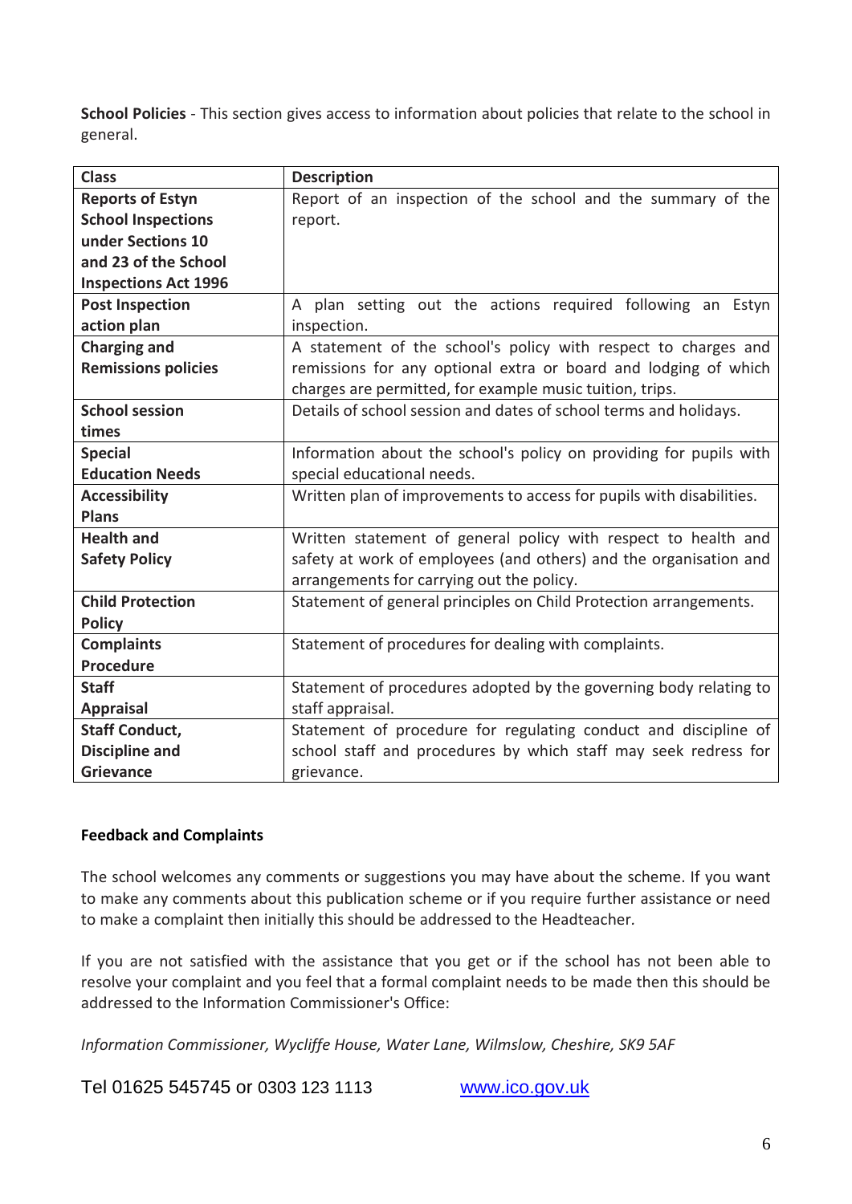**School Policies** - This section gives access to information about policies that relate to the school in general.

| Class | Description |
|---|---|
| **Reports of Estyn School Inspections under Sections 10 and 23 of the School Inspections Act 1996** | Report of an inspection of the school and the summary of the report. |
| **Post Inspection action plan** | A plan setting out the actions required following an Estyn inspection. |
| **Charging and Remissions policies** | A statement of the school's policy with respect to charges and remissions for any optional extra or board and lodging of which charges are permitted, for example music tuition, trips. |
| **School session times** | Details of school session and dates of school terms and holidays. |
| **Special Education Needs** | Information about the school's policy on providing for pupils with special educational needs. |
| **Accessibility Plans** | Written plan of improvements to access for pupils with disabilities. |
| **Health and Safety Policy** | Written statement of general policy with respect to health and safety at work of employees (and others) and the organisation and arrangements for carrying out the policy. |
| **Child Protection Policy** | Statement of general principles on Child Protection arrangements. |
| **Complaints Procedure** | Statement of procedures for dealing with complaints. |
| **Staff Appraisal** | Statement of procedures adopted by the governing body relating to staff appraisal. |
| **Staff Conduct, Discipline and Grievance** | Statement of procedure for regulating conduct and discipline of school staff and procedures by which staff may seek redress for grievance. |

**Feedback and Complaints**

The school welcomes any comments or suggestions you may have about the scheme. If you want to make any comments about this publication scheme or if you require further assistance or need to make a complaint then initially this should be addressed to the Headteacher.

If you are not satisfied with the assistance that you get or if the school has not been able to resolve your complaint and you feel that a formal complaint needs to be made then this should be addressed to the Information Commissioner's Office:

*Information Commissioner, Wycliffe House, Water Lane, Wilmslow, Cheshire, SK9 5AF*

Tel 01625 545745 or 0303 123 1113 www.ico.gov.uk